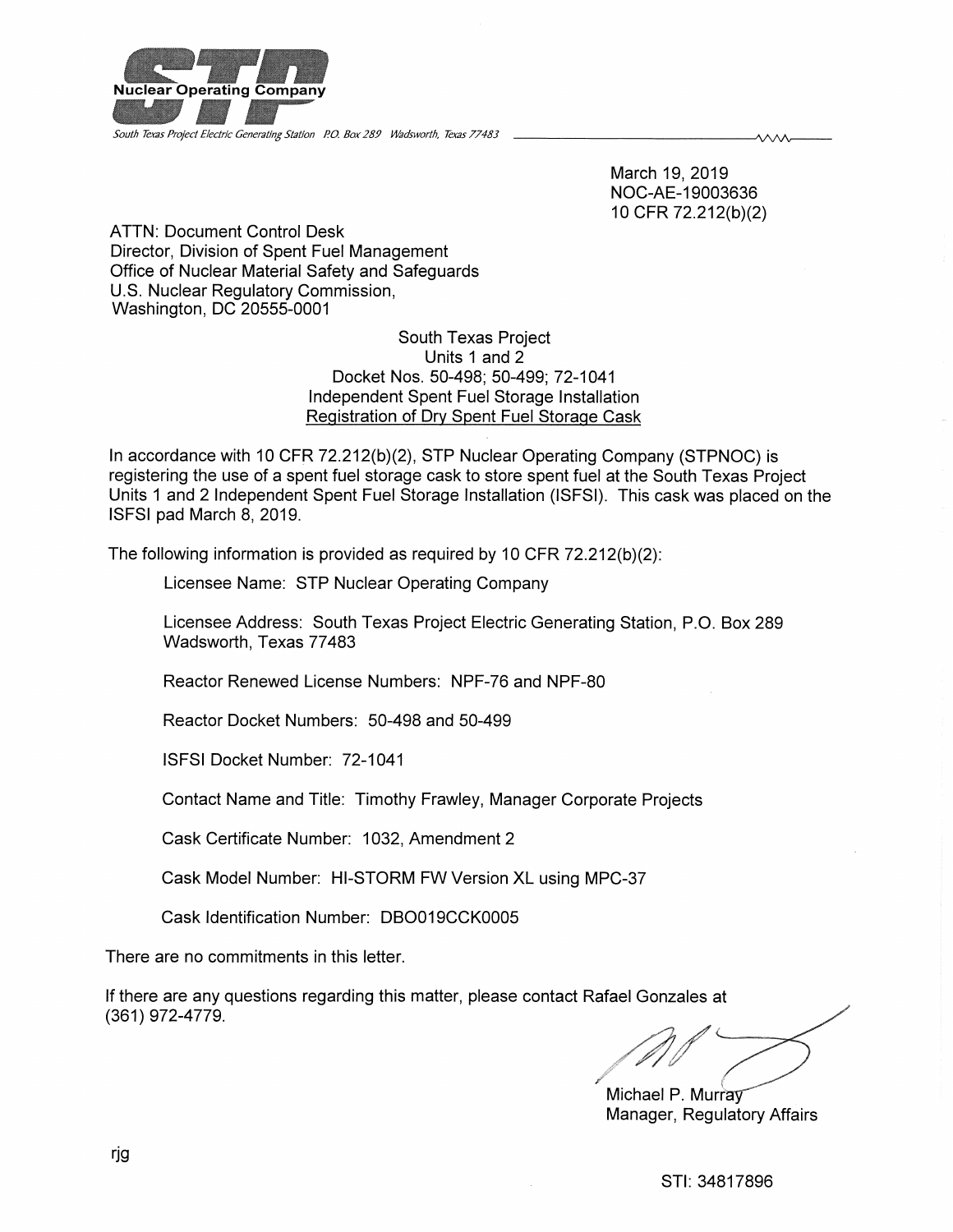STP Nuclear Operating Company

*South Texas Project Electric Generating Station P.O. Box 289 Wadsworth, Texas 77483*

March 19, 2019
NOC-AE-19003636
10 CFR 72.212(b)(2)

ATTN: Document Control Desk
Director, Division of Spent Fuel Management
Office of Nuclear Material Safety and Safeguards
U.S. Nuclear Regulatory Commission,
Washington, DC 20555-0001

South Texas Project
Units 1 and 2
Docket Nos. 50-498; 50-499; 72-1041
Independent Spent Fuel Storage Installation
Registration of Dry Spent Fuel Storage Cask

In accordance with 10 CFR 72.212(b)(2), STP Nuclear Operating Company (STPNOC) is registering the use of a spent fuel storage cask to store spent fuel at the South Texas Project Units 1 and 2 Independent Spent Fuel Storage Installation (ISFSI). This cask was placed on the ISFSI pad March 8, 2019.

The following information is provided as required by 10 CFR 72.212(b)(2):

Licensee Name: STP Nuclear Operating Company

Licensee Address: South Texas Project Electric Generating Station, P.O. Box 289 Wadsworth, Texas 77483

Reactor Renewed License Numbers: NPF-76 and NPF-80

Reactor Docket Numbers: 50-498 and 50-499

ISFSI Docket Number: 72-1041

Contact Name and Title: Timothy Frawley, Manager Corporate Projects

Cask Certificate Number: 1032, Amendment 2

Cask Model Number: HI-STORM FW Version XL using MPC-37

Cask Identification Number: DBO019CCK0005

There are no commitments in this letter.

If there are any questions regarding this matter, please contact Rafael Gonzales at (361) 972-4779.

Michael P. Murray
Manager, Regulatory Affairs

rjg

STI: 34817896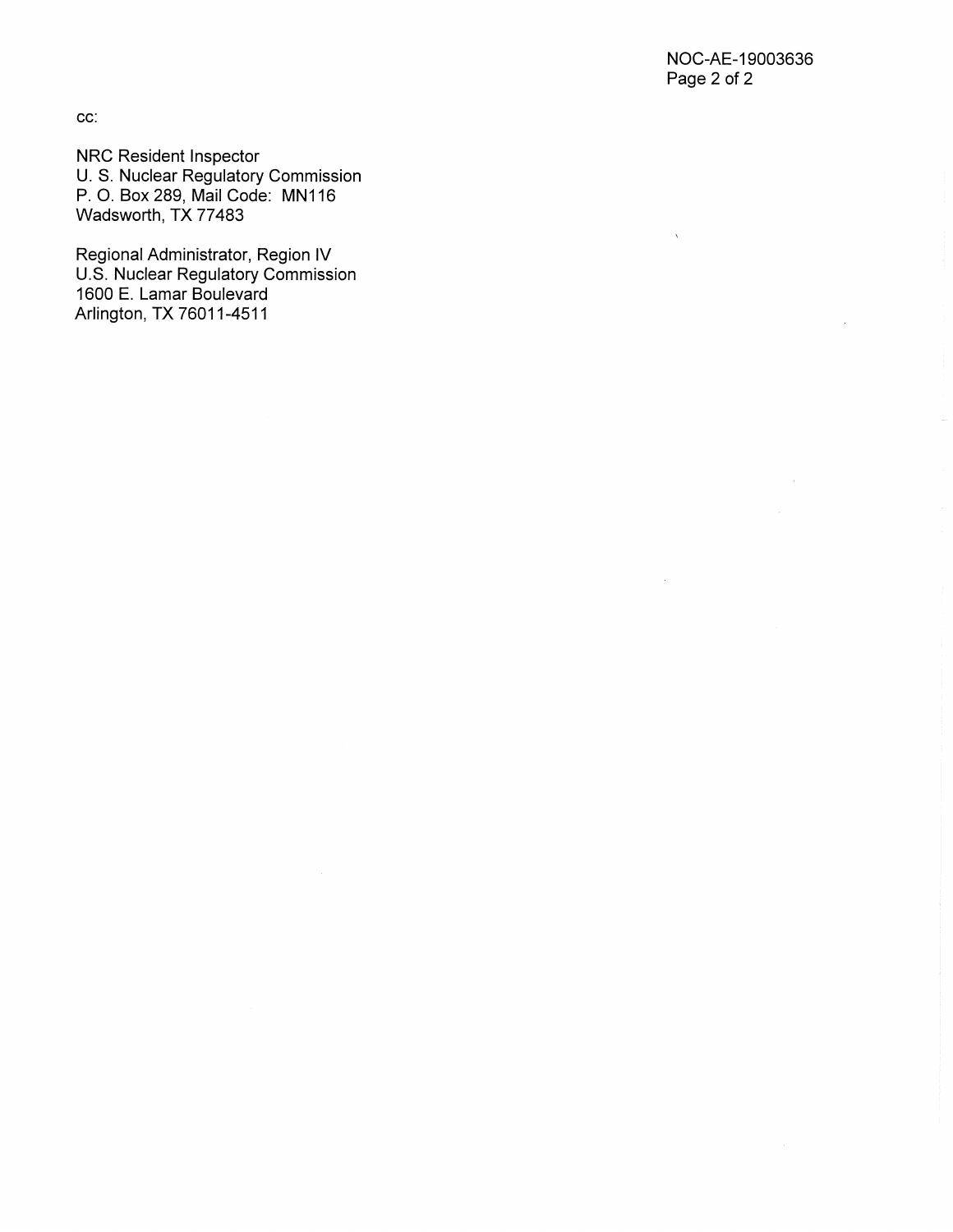cc:

NRC Resident Inspector
U. S. Nuclear Regulatory Commission
P. O. Box 289, Mail Code: MN116
Wadsworth, TX 77483

Regional Administrator, Region IV
U.S. Nuclear Regulatory Commission
1600 E. Lamar Boulevard
Arlington, TX 76011-4511